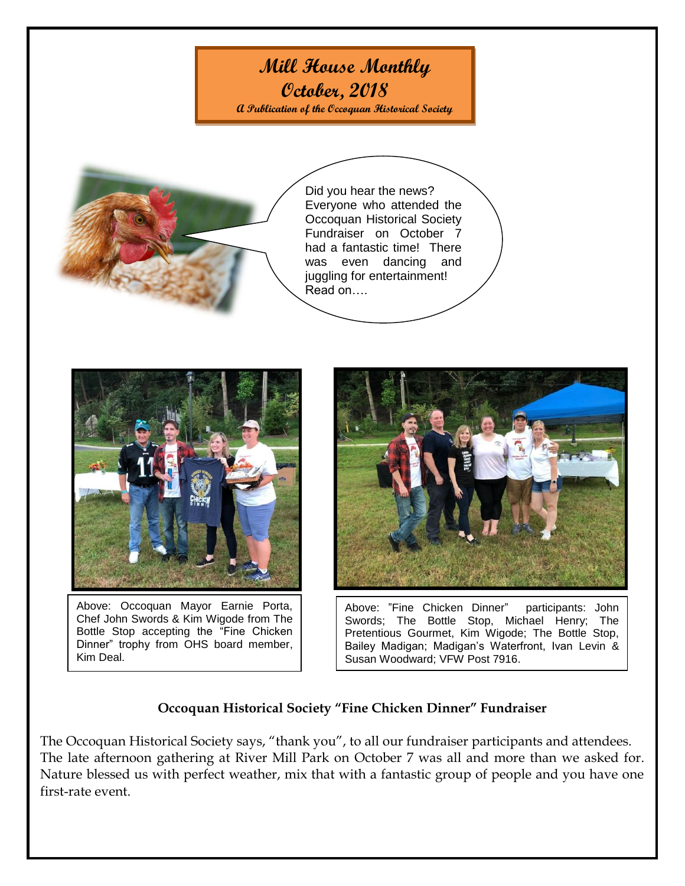# Mill House Monthly
## October, 2018
*A Publication of the Occoquan Historical Society*

Did you hear the news? Everyone who attended the Occoquan Historical Society Fundraiser on October 7 had a fantastic time! There was even dancing and juggling for entertainment! Read on….

Above: Occoquan Mayor Earnie Porta, Chef John Swords & Kim Wigode from The Bottle Stop accepting the "Fine Chicken Dinner" trophy from OHS board member, Kim Deal.

Above: "Fine Chicken Dinner" participants: John Swords; The Bottle Stop, Michael Henry; The Pretentious Gourmet, Kim Wigode; The Bottle Stop, Bailey Madigan; Madigan's Waterfront, Ivan Levin & Susan Woodward; VFW Post 7916.

### Occoquan Historical Society "Fine Chicken Dinner" Fundraiser

The Occoquan Historical Society says, "thank you", to all our fundraiser participants and attendees. The late afternoon gathering at River Mill Park on October 7 was all and more than we asked for. Nature blessed us with perfect weather, mix that with a fantastic group of people and you have one first-rate event.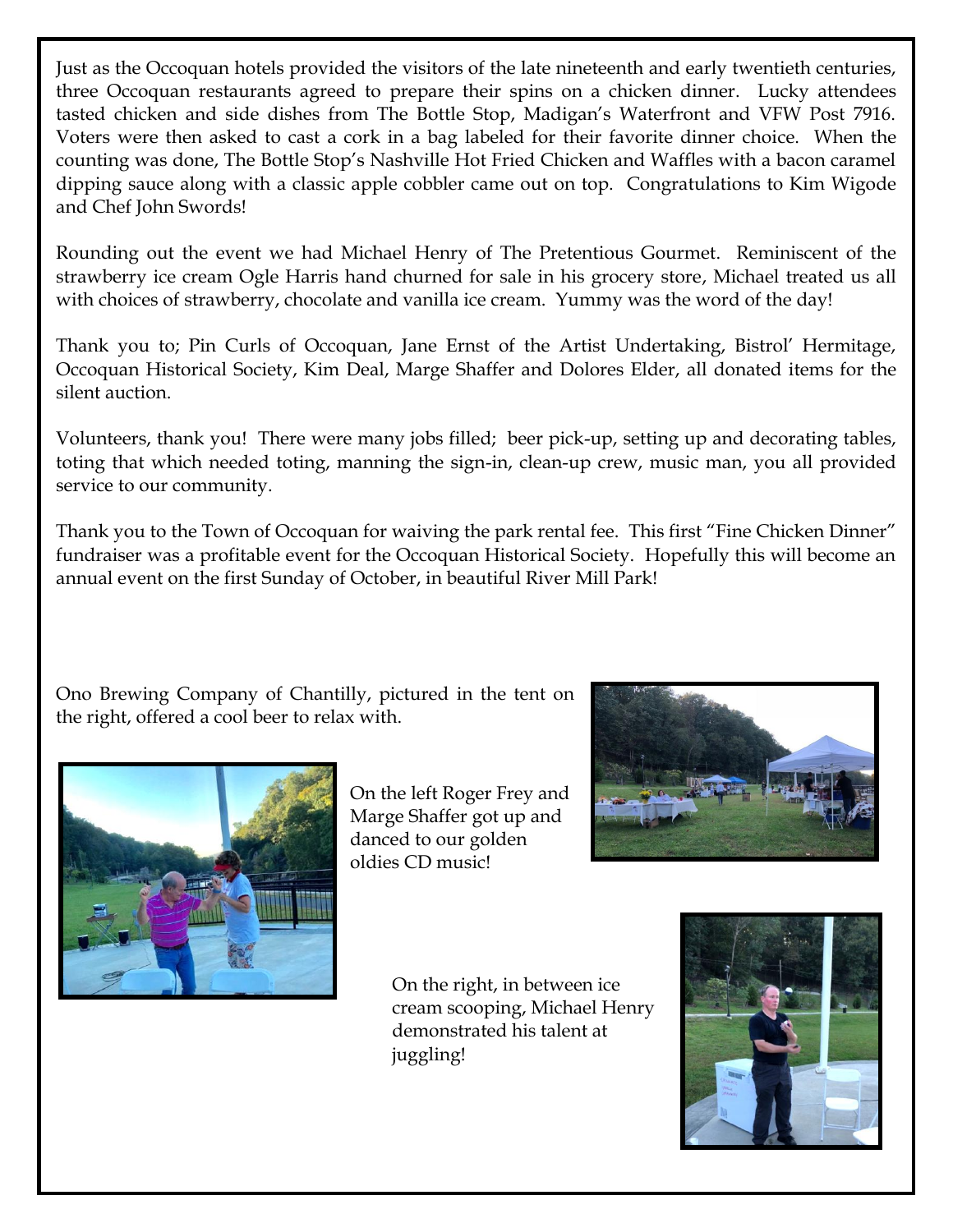Just as the Occoquan hotels provided the visitors of the late nineteenth and early twentieth centuries, three Occoquan restaurants agreed to prepare their spins on a chicken dinner. Lucky attendees tasted chicken and side dishes from The Bottle Stop, Madigan's Waterfront and VFW Post 7916. Voters were then asked to cast a cork in a bag labeled for their favorite dinner choice. When the counting was done, The Bottle Stop's Nashville Hot Fried Chicken and Waffles with a bacon caramel dipping sauce along with a classic apple cobbler came out on top. Congratulations to Kim Wigode and Chef John Swords!

Rounding out the event we had Michael Henry of The Pretentious Gourmet. Reminiscent of the strawberry ice cream Ogle Harris hand churned for sale in his grocery store, Michael treated us all with choices of strawberry, chocolate and vanilla ice cream. Yummy was the word of the day!

Thank you to; Pin Curls of Occoquan, Jane Ernst of the Artist Undertaking, Bistrol' Hermitage, Occoquan Historical Society, Kim Deal, Marge Shaffer and Dolores Elder, all donated items for the silent auction.

Volunteers, thank you! There were many jobs filled; beer pick-up, setting up and decorating tables, toting that which needed toting, manning the sign-in, clean-up crew, music man, you all provided service to our community.

Thank you to the Town of Occoquan for waiving the park rental fee. This first "Fine Chicken Dinner" fundraiser was a profitable event for the Occoquan Historical Society. Hopefully this will become an annual event on the first Sunday of October, in beautiful River Mill Park!

Ono Brewing Company of Chantilly, pictured in the tent on the right, offered a cool beer to relax with.

On the left Roger Frey and Marge Shaffer got up and danced to our golden oldies CD music!

On the right, in between ice cream scooping, Michael Henry demonstrated his talent at juggling!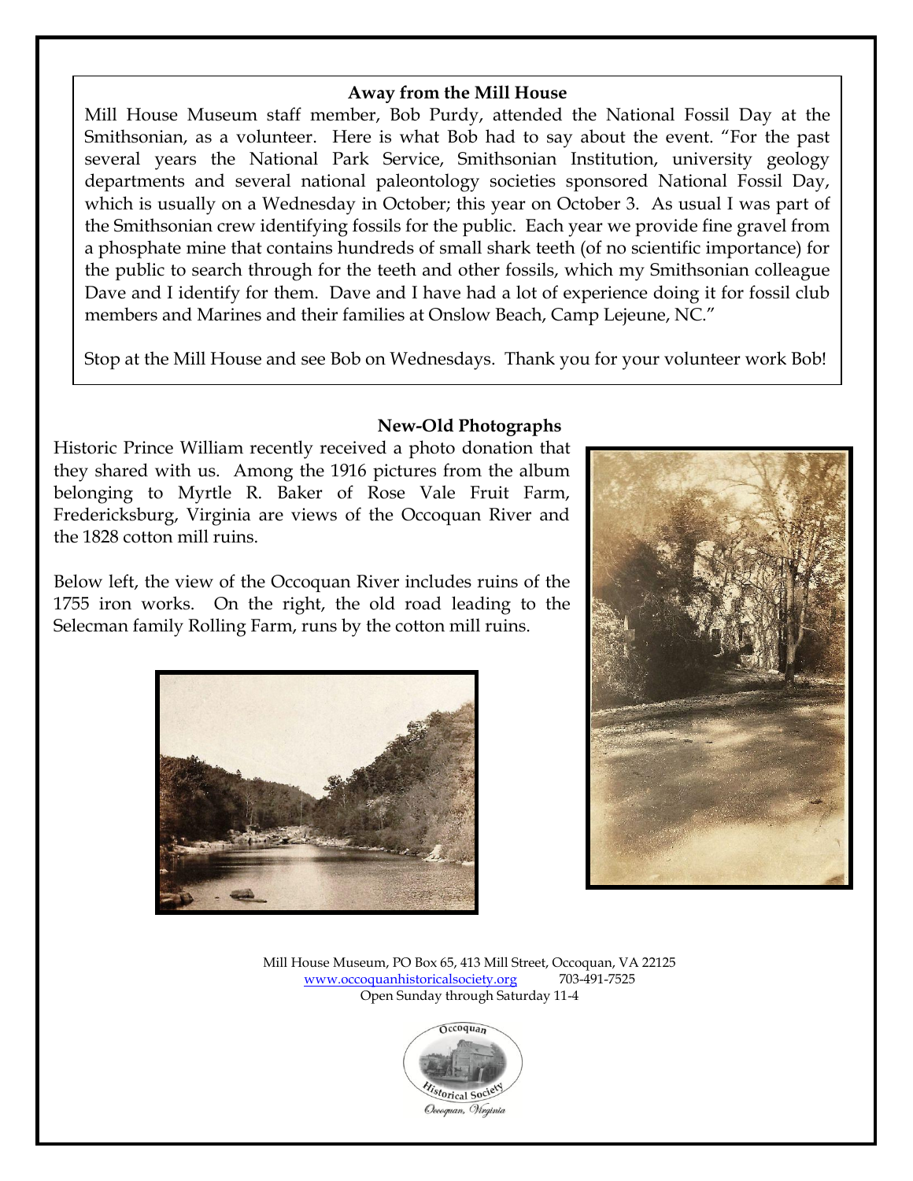### Away from the Mill House

Mill House Museum staff member, Bob Purdy, attended the National Fossil Day at the Smithsonian, as a volunteer. Here is what Bob had to say about the event. "For the past several years the National Park Service, Smithsonian Institution, university geology departments and several national paleontology societies sponsored National Fossil Day, which is usually on a Wednesday in October; this year on October 3. As usual I was part of the Smithsonian crew identifying fossils for the public. Each year we provide fine gravel from a phosphate mine that contains hundreds of small shark teeth (of no scientific importance) for the public to search through for the teeth and other fossils, which my Smithsonian colleague Dave and I identify for them. Dave and I have had a lot of experience doing it for fossil club members and Marines and their families at Onslow Beach, Camp Lejeune, NC."

Stop at the Mill House and see Bob on Wednesdays. Thank you for your volunteer work Bob!

### New-Old Photographs

Historic Prince William recently received a photo donation that they shared with us. Among the 1916 pictures from the album belonging to Myrtle R. Baker of Rose Vale Fruit Farm, Fredericksburg, Virginia are views of the Occoquan River and the 1828 cotton mill ruins.

Below left, the view of the Occoquan River includes ruins of the 1755 iron works. On the right, the old road leading to the Selecman family Rolling Farm, runs by the cotton mill ruins.

Mill House Museum, PO Box 65, 413 Mill Street, Occoquan, VA 22125
www.occoquanhistoricalsociety.org 703-491-7525
Open Sunday through Saturday 11-4

Occoquan Historical Society
Occoquan, Virginia